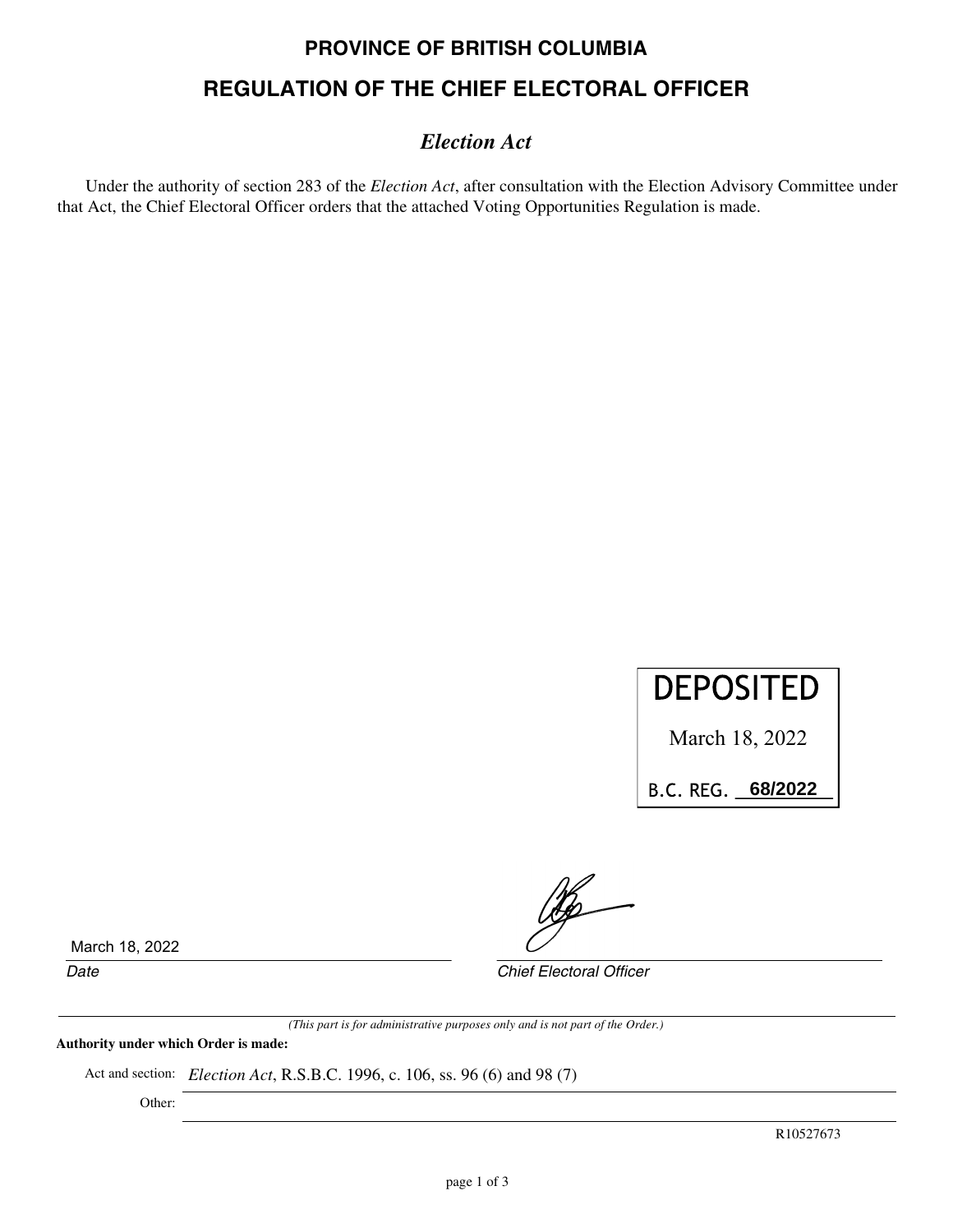# PROVINCE OF BRITISH COLUMBIA

## REGULATION OF THE CHIEF ELECTORAL OFFICER

### *Election Act*

Under the authority of section 283 of the *Election Act*, after consultation with the Election Advisory Committee under that Act, the Chief Electoral Officer orders that the attached Voting Opportunities Regulation is made.

DEPOSITED

March 18, 2022

B.C. REG. 68/2022

March 18, 2022

*Date*

*Chief Electoral Officer*

*(This part is for administrative purposes only and is not part of the Order.)*

**Authority under which Order is made:**

Act and section: *Election Act*, R.S.B.C. 1996, c. 106, ss. 96 (6) and 98 (7)

Other:

R10527673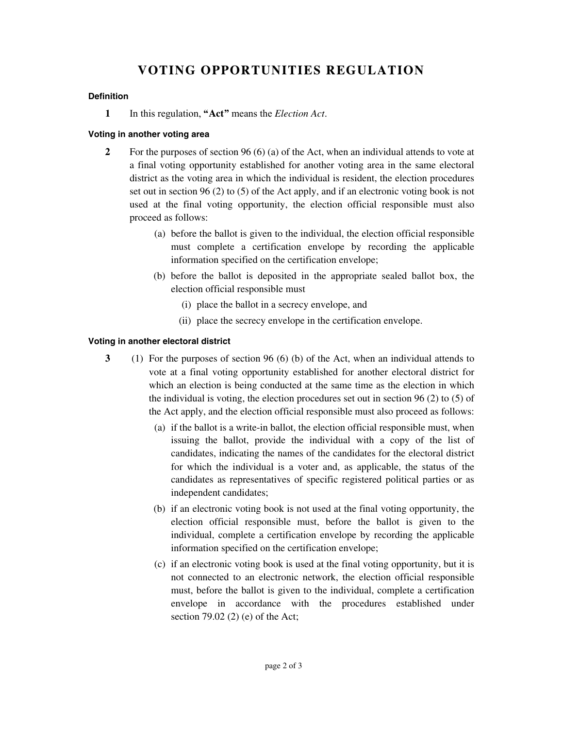# VOTING OPPORTUNITIES REGULATION

#### Definition

**1** In this regulation, **"Act"** means the *Election Act*.

#### Voting in another voting area

**2** For the purposes of section 96 (6) (a) of the Act, when an individual attends to vote at a final voting opportunity established for another voting area in the same electoral district as the voting area in which the individual is resident, the election procedures set out in section 96 (2) to (5) of the Act apply, and if an electronic voting book is not used at the final voting opportunity, the election official responsible must also proceed as follows:

- (a) before the ballot is given to the individual, the election official responsible must complete a certification envelope by recording the applicable information specified on the certification envelope;
- (b) before the ballot is deposited in the appropriate sealed ballot box, the election official responsible must
  - (i) place the ballot in a secrecy envelope, and
  - (ii) place the secrecy envelope in the certification envelope.

#### Voting in another electoral district

**3** (1) For the purposes of section 96 (6) (b) of the Act, when an individual attends to vote at a final voting opportunity established for another electoral district for which an election is being conducted at the same time as the election in which the individual is voting, the election procedures set out in section 96 (2) to (5) of the Act apply, and the election official responsible must also proceed as follows:

- (a) if the ballot is a write-in ballot, the election official responsible must, when issuing the ballot, provide the individual with a copy of the list of candidates, indicating the names of the candidates for the electoral district for which the individual is a voter and, as applicable, the status of the candidates as representatives of specific registered political parties or as independent candidates;
- (b) if an electronic voting book is not used at the final voting opportunity, the election official responsible must, before the ballot is given to the individual, complete a certification envelope by recording the applicable information specified on the certification envelope;
- (c) if an electronic voting book is used at the final voting opportunity, but it is not connected to an electronic network, the election official responsible must, before the ballot is given to the individual, complete a certification envelope in accordance with the procedures established under section 79.02 (2) (e) of the Act;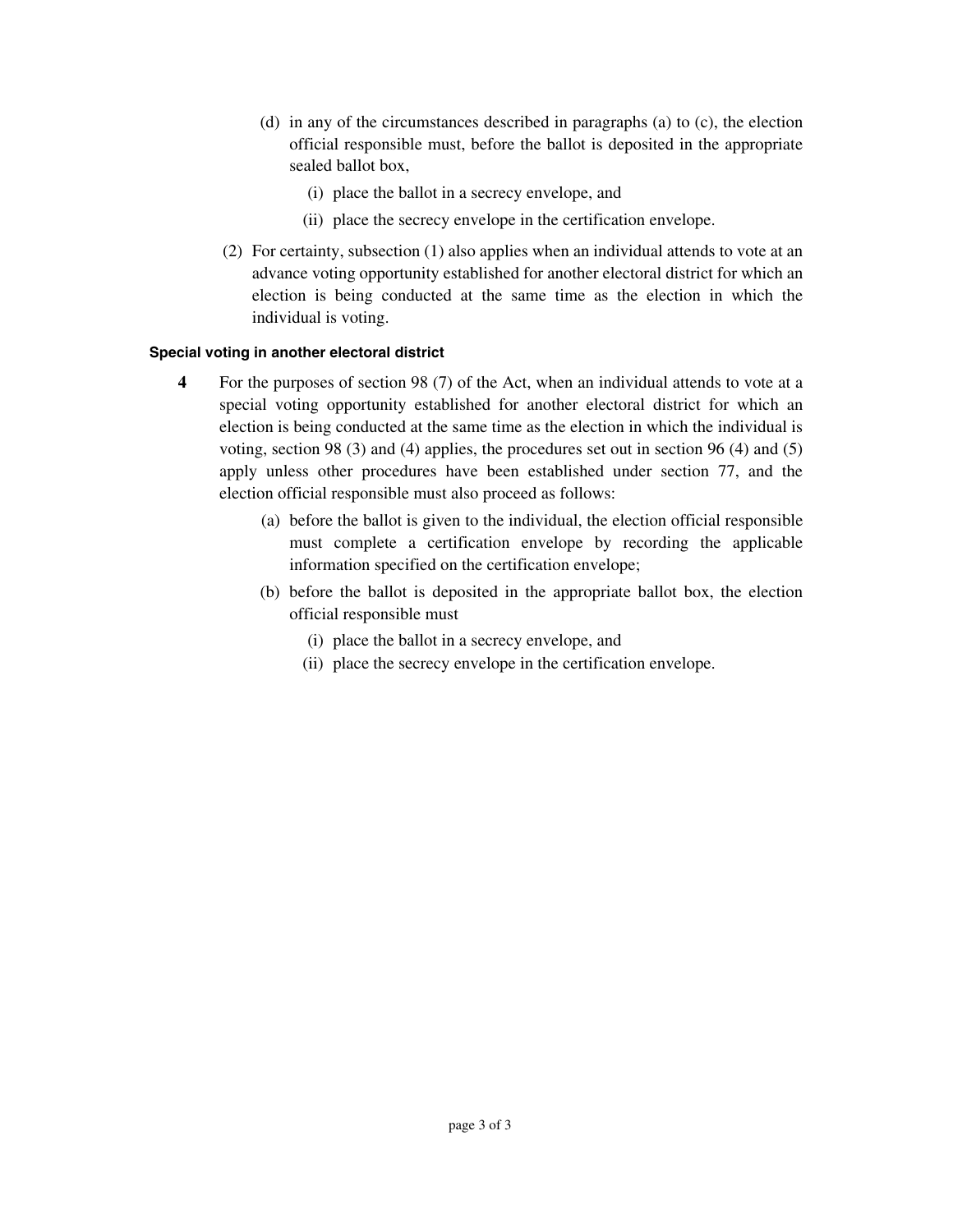(d) in any of the circumstances described in paragraphs (a) to (c), the election official responsible must, before the ballot is deposited in the appropriate sealed ballot box,

(i) place the ballot in a secrecy envelope, and

(ii) place the secrecy envelope in the certification envelope.

(2) For certainty, subsection (1) also applies when an individual attends to vote at an advance voting opportunity established for another electoral district for which an election is being conducted at the same time as the election in which the individual is voting.

**Special voting in another electoral district**

**4** For the purposes of section 98 (7) of the Act, when an individual attends to vote at a special voting opportunity established for another electoral district for which an election is being conducted at the same time as the election in which the individual is voting, section 98 (3) and (4) applies, the procedures set out in section 96 (4) and (5) apply unless other procedures have been established under section 77, and the election official responsible must also proceed as follows:

(a) before the ballot is given to the individual, the election official responsible must complete a certification envelope by recording the applicable information specified on the certification envelope;

(b) before the ballot is deposited in the appropriate ballot box, the election official responsible must

(i) place the ballot in a secrecy envelope, and

(ii) place the secrecy envelope in the certification envelope.